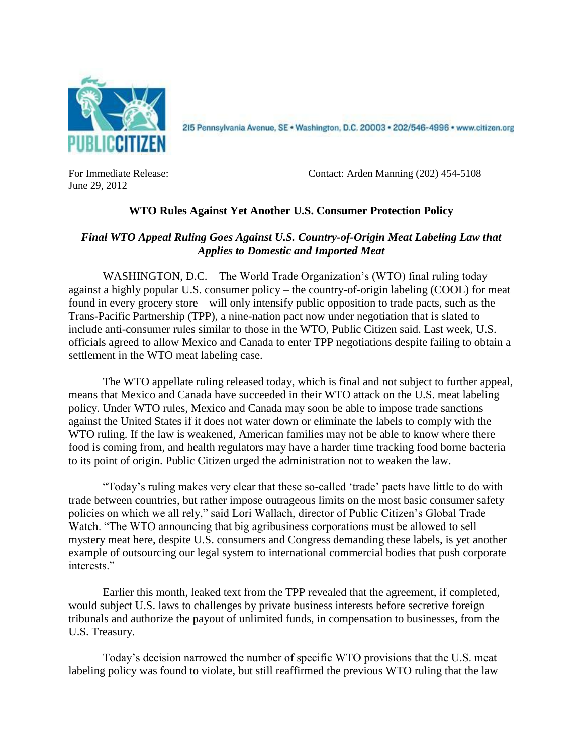215 Pennsylvania Avenue, SE • Washington, D.C. 20003 • 202/546-4996 • www.citizen.org

For Immediate Release:
June 29, 2012

Contact: Arden Manning (202) 454-5108

## WTO Rules Against Yet Another U.S. Consumer Protection Policy

### *Final WTO Appeal Ruling Goes Against U.S. Country-of-Origin Meat Labeling Law that Applies to Domestic and Imported Meat*

WASHINGTON, D.C. – The World Trade Organization's (WTO) final ruling today against a highly popular U.S. consumer policy – the country-of-origin labeling (COOL) for meat found in every grocery store – will only intensify public opposition to trade pacts, such as the Trans-Pacific Partnership (TPP), a nine-nation pact now under negotiation that is slated to include anti-consumer rules similar to those in the WTO, Public Citizen said. Last week, U.S. officials agreed to allow Mexico and Canada to enter TPP negotiations despite failing to obtain a settlement in the WTO meat labeling case.

The WTO appellate ruling released today, which is final and not subject to further appeal, means that Mexico and Canada have succeeded in their WTO attack on the U.S. meat labeling policy. Under WTO rules, Mexico and Canada may soon be able to impose trade sanctions against the United States if it does not water down or eliminate the labels to comply with the WTO ruling. If the law is weakened, American families may not be able to know where there food is coming from, and health regulators may have a harder time tracking food borne bacteria to its point of origin. Public Citizen urged the administration not to weaken the law.

"Today's ruling makes very clear that these so-called 'trade' pacts have little to do with trade between countries, but rather impose outrageous limits on the most basic consumer safety policies on which we all rely," said Lori Wallach, director of Public Citizen's Global Trade Watch. "The WTO announcing that big agribusiness corporations must be allowed to sell mystery meat here, despite U.S. consumers and Congress demanding these labels, is yet another example of outsourcing our legal system to international commercial bodies that push corporate interests."

Earlier this month, leaked text from the TPP revealed that the agreement, if completed, would subject U.S. laws to challenges by private business interests before secretive foreign tribunals and authorize the payout of unlimited funds, in compensation to businesses, from the U.S. Treasury.

Today's decision narrowed the number of specific WTO provisions that the U.S. meat labeling policy was found to violate, but still reaffirmed the previous WTO ruling that the law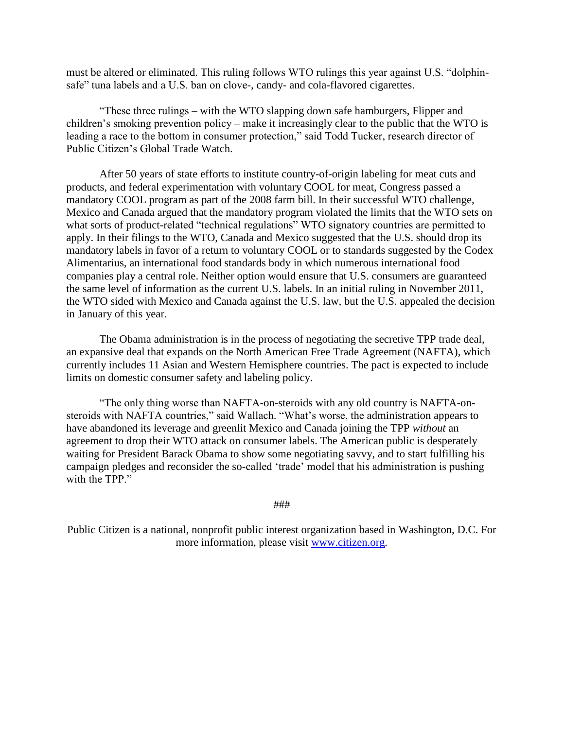must be altered or eliminated. This ruling follows WTO rulings this year against U.S. "dolphin-safe" tuna labels and a U.S. ban on clove-, candy- and cola-flavored cigarettes.

"These three rulings – with the WTO slapping down safe hamburgers, Flipper and children's smoking prevention policy – make it increasingly clear to the public that the WTO is leading a race to the bottom in consumer protection," said Todd Tucker, research director of Public Citizen's Global Trade Watch.

After 50 years of state efforts to institute country-of-origin labeling for meat cuts and products, and federal experimentation with voluntary COOL for meat, Congress passed a mandatory COOL program as part of the 2008 farm bill. In their successful WTO challenge, Mexico and Canada argued that the mandatory program violated the limits that the WTO sets on what sorts of product-related "technical regulations" WTO signatory countries are permitted to apply. In their filings to the WTO, Canada and Mexico suggested that the U.S. should drop its mandatory labels in favor of a return to voluntary COOL or to standards suggested by the Codex Alimentarius, an international food standards body in which numerous international food companies play a central role. Neither option would ensure that U.S. consumers are guaranteed the same level of information as the current U.S. labels. In an initial ruling in November 2011, the WTO sided with Mexico and Canada against the U.S. law, but the U.S. appealed the decision in January of this year.

The Obama administration is in the process of negotiating the secretive TPP trade deal, an expansive deal that expands on the North American Free Trade Agreement (NAFTA), which currently includes 11 Asian and Western Hemisphere countries. The pact is expected to include limits on domestic consumer safety and labeling policy.

"The only thing worse than NAFTA-on-steroids with any old country is NAFTA-on-steroids with NAFTA countries," said Wallach. "What's worse, the administration appears to have abandoned its leverage and greenlit Mexico and Canada joining the TPP *without* an agreement to drop their WTO attack on consumer labels. The American public is desperately waiting for President Barack Obama to show some negotiating savvy, and to start fulfilling his campaign pledges and reconsider the so-called 'trade' model that his administration is pushing with the TPP."

###

Public Citizen is a national, nonprofit public interest organization based in Washington, D.C. For more information, please visit [www.citizen.org](http://www.citizen.org).